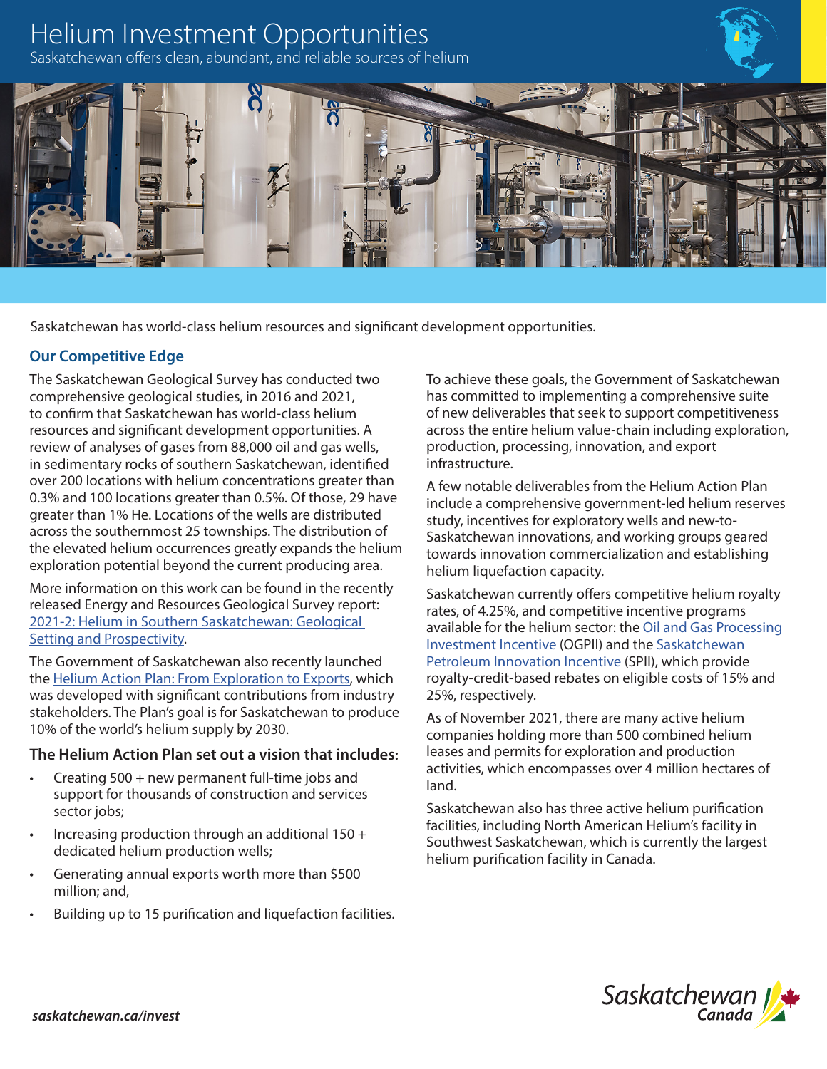# Helium Investment Opportunities

Saskatchewan offers clean, abundant, and reliable sources of helium

Saskatchewan has world-class helium resources and significant development opportunities.

## Our Competitive Edge

The Saskatchewan Geological Survey has conducted two comprehensive geological studies, in 2016 and 2021, to confirm that Saskatchewan has world-class helium resources and significant development opportunities. A review of analyses of gases from 88,000 oil and gas wells, in sedimentary rocks of southern Saskatchewan, identified over 200 locations with helium concentrations greater than 0.3% and 100 locations greater than 0.5%. Of those, 29 have greater than 1% He. Locations of the wells are distributed across the southernmost 25 townships. The distribution of the elevated helium occurrences greatly expands the helium exploration potential beyond the current producing area.

More information on this work can be found in the recently released Energy and Resources Geological Survey report: 2021-2: Helium in Southern Saskatchewan: Geological Setting and Prospectivity.

The Government of Saskatchewan also recently launched the Helium Action Plan: From Exploration to Exports, which was developed with significant contributions from industry stakeholders. The Plan's goal is for Saskatchewan to produce 10% of the world's helium supply by 2030.

### The Helium Action Plan set out a vision that includes:

- Creating 500 + new permanent full-time jobs and support for thousands of construction and services sector jobs;
- Increasing production through an additional 150 + dedicated helium production wells;
- Generating annual exports worth more than $500 million; and,
- Building up to 15 purification and liquefaction facilities.

To achieve these goals, the Government of Saskatchewan has committed to implementing a comprehensive suite of new deliverables that seek to support competitiveness across the entire helium value-chain including exploration, production, processing, innovation, and export infrastructure.

A few notable deliverables from the Helium Action Plan include a comprehensive government-led helium reserves study, incentives for exploratory wells and new-to-Saskatchewan innovations, and working groups geared towards innovation commercialization and establishing helium liquefaction capacity.

Saskatchewan currently offers competitive helium royalty rates, of 4.25%, and competitive incentive programs available for the helium sector: the Oil and Gas Processing Investment Incentive (OGPII) and the Saskatchewan Petroleum Innovation Incentive (SPII), which provide royalty-credit-based rebates on eligible costs of 15% and 25%, respectively.

As of November 2021, there are many active helium companies holding more than 500 combined helium leases and permits for exploration and production activities, which encompasses over 4 million hectares of land.

Saskatchewan also has three active helium purification facilities, including North American Helium's facility in Southwest Saskatchewan, which is currently the largest helium purification facility in Canada.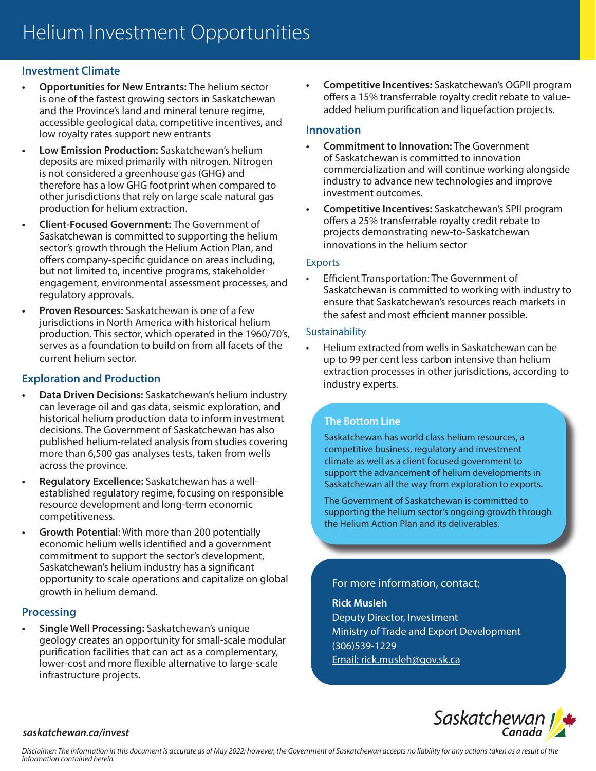# Helium Investment Opportunities

## Investment Climate

- **Opportunities for New Entrants:** The helium sector is one of the fastest growing sectors in Saskatchewan and the Province's land and mineral tenure regime, accessible geological data, competitive incentives, and low royalty rates support new entrants
- **Low Emission Production:** Saskatchewan's helium deposits are mixed primarily with nitrogen. Nitrogen is not considered a greenhouse gas (GHG) and therefore has a low GHG footprint when compared to other jurisdictions that rely on large scale natural gas production for helium extraction.
- **Client-Focused Government:** The Government of Saskatchewan is committed to supporting the helium sector's growth through the Helium Action Plan, and offers company-specific guidance on areas including, but not limited to, incentive programs, stakeholder engagement, environmental assessment processes, and regulatory approvals.
- **Proven Resources:** Saskatchewan is one of a few jurisdictions in North America with historical helium production. This sector, which operated in the 1960/70's, serves as a foundation to build on from all facets of the current helium sector.

## Exploration and Production

- **Data Driven Decisions:** Saskatchewan's helium industry can leverage oil and gas data, seismic exploration, and historical helium production data to inform investment decisions. The Government of Saskatchewan has also published helium-related analysis from studies covering more than 6,500 gas analyses tests, taken from wells across the province.
- **Regulatory Excellence:** Saskatchewan has a well-established regulatory regime, focusing on responsible resource development and long-term economic competitiveness.
- **Growth Potential**: With more than 200 potentially economic helium wells identified and a government commitment to support the sector's development, Saskatchewan's helium industry has a significant opportunity to scale operations and capitalize on global growth in helium demand.

## Processing

- **Single Well Processing:** Saskatchewan's unique geology creates an opportunity for small-scale modular purification facilities that can act as a complementary, lower-cost and more flexible alternative to large-scale infrastructure projects.
- **Competitive Incentives:** Saskatchewan's OGPII program offers a 15% transferrable royalty credit rebate to value-added helium purification and liquefaction projects.

## Innovation

- **Commitment to Innovation:** The Government of Saskatchewan is committed to innovation commercialization and will continue working alongside industry to advance new technologies and improve investment outcomes.
- **Competitive Incentives:** Saskatchewan's SPII program offers a 25% transferrable royalty credit rebate to projects demonstrating new-to-Saskatchewan innovations in the helium sector

## Exports

- Efficient Transportation: The Government of Saskatchewan is committed to working with industry to ensure that Saskatchewan's resources reach markets in the safest and most efficient manner possible.

## Sustainability

- Helium extracted from wells in Saskatchewan can be up to 99 per cent less carbon intensive than helium extraction processes in other jurisdictions, according to industry experts.

### The Bottom Line

Saskatchewan has world class helium resources, a competitive business, regulatory and investment climate as well as a client focused government to support the advancement of helium developments in Saskatchewan all the way from exploration to exports.

The Government of Saskatchewan is committed to supporting the helium sector's ongoing growth through the Helium Action Plan and its deliverables.

For more information, contact:

**Rick Musleh**
Deputy Director, Investment
Ministry of Trade and Export Development
(306)539-1229
Email: rick.musleh@gov.sk.ca

***saskatchewan.ca/invest***

Saskatchewan Canada

*Disclaimer: The information in this document is accurate as of May 2022; however, the Government of Saskatchewan accepts no liability for any actions taken as a result of the information contained herein.*